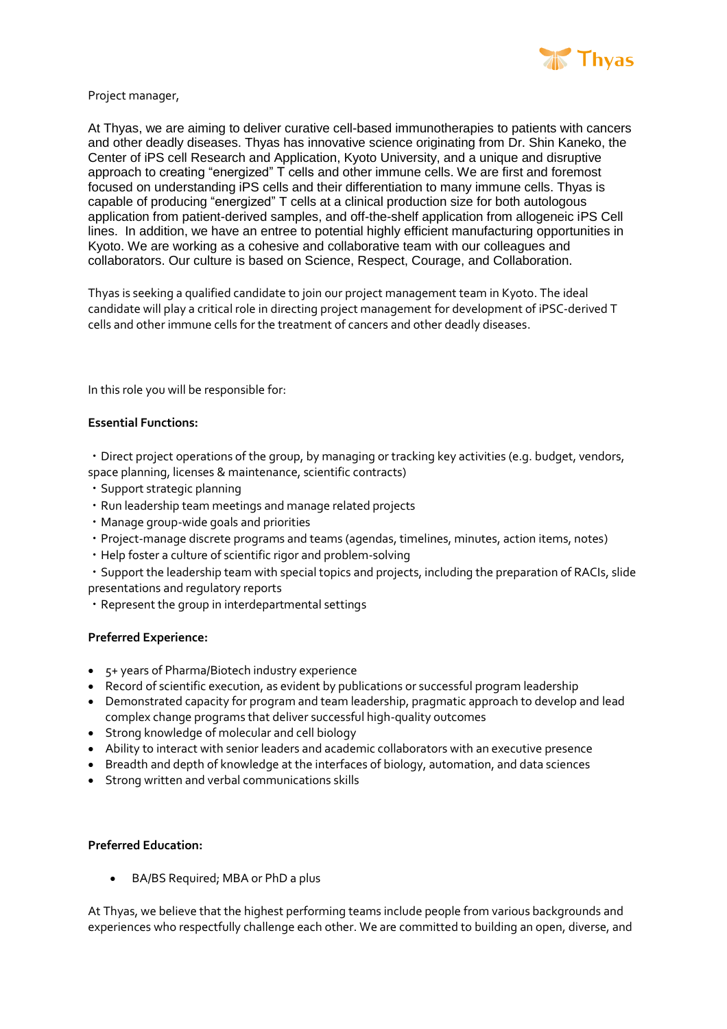Project manager,

At Thyas, we are aiming to deliver curative cell-based immunotherapies to patients with cancers and other deadly diseases. Thyas has innovative science originating from Dr. Shin Kaneko, the Center of iPS cell Research and Application, Kyoto University, and a unique and disruptive approach to creating “energized” T cells and other immune cells. We are first and foremost focused on understanding iPS cells and their differentiation to many immune cells. Thyas is capable of producing “energized” T cells at a clinical production size for both autologous application from patient-derived samples, and off-the-shelf application from allogeneic iPS Cell lines. In addition, we have an entree to potential highly efficient manufacturing opportunities in Kyoto. We are working as a cohesive and collaborative team with our colleagues and collaborators. Our culture is based on Science, Respect, Courage, and Collaboration.

Thyas is seeking a qualified candidate to join our project management team in Kyoto. The ideal candidate will play a critical role in directing project management for development of iPSC-derived T cells and other immune cells for the treatment of cancers and other deadly diseases.

In this role you will be responsible for:

**Essential Functions:**

・Direct project operations of the group, by managing or tracking key activities (e.g. budget, vendors, space planning, licenses & maintenance, scientific contracts)
・Support strategic planning
・Run leadership team meetings and manage related projects
・Manage group-wide goals and priorities
・Project-manage discrete programs and teams (agendas, timelines, minutes, action items, notes)
・Help foster a culture of scientific rigor and problem-solving
・Support the leadership team with special topics and projects, including the preparation of RACIs, slide presentations and regulatory reports
・Represent the group in interdepartmental settings

**Preferred Experience:**

- 5+ years of Pharma/Biotech industry experience
- Record of scientific execution, as evident by publications or successful program leadership
- Demonstrated capacity for program and team leadership, pragmatic approach to develop and lead complex change programs that deliver successful high-quality outcomes
- Strong knowledge of molecular and cell biology
- Ability to interact with senior leaders and academic collaborators with an executive presence
- Breadth and depth of knowledge at the interfaces of biology, automation, and data sciences
- Strong written and verbal communications skills

**Preferred Education:**

- BA/BS Required; MBA or PhD a plus

At Thyas, we believe that the highest performing teams include people from various backgrounds and experiences who respectfully challenge each other. We are committed to building an open, diverse, and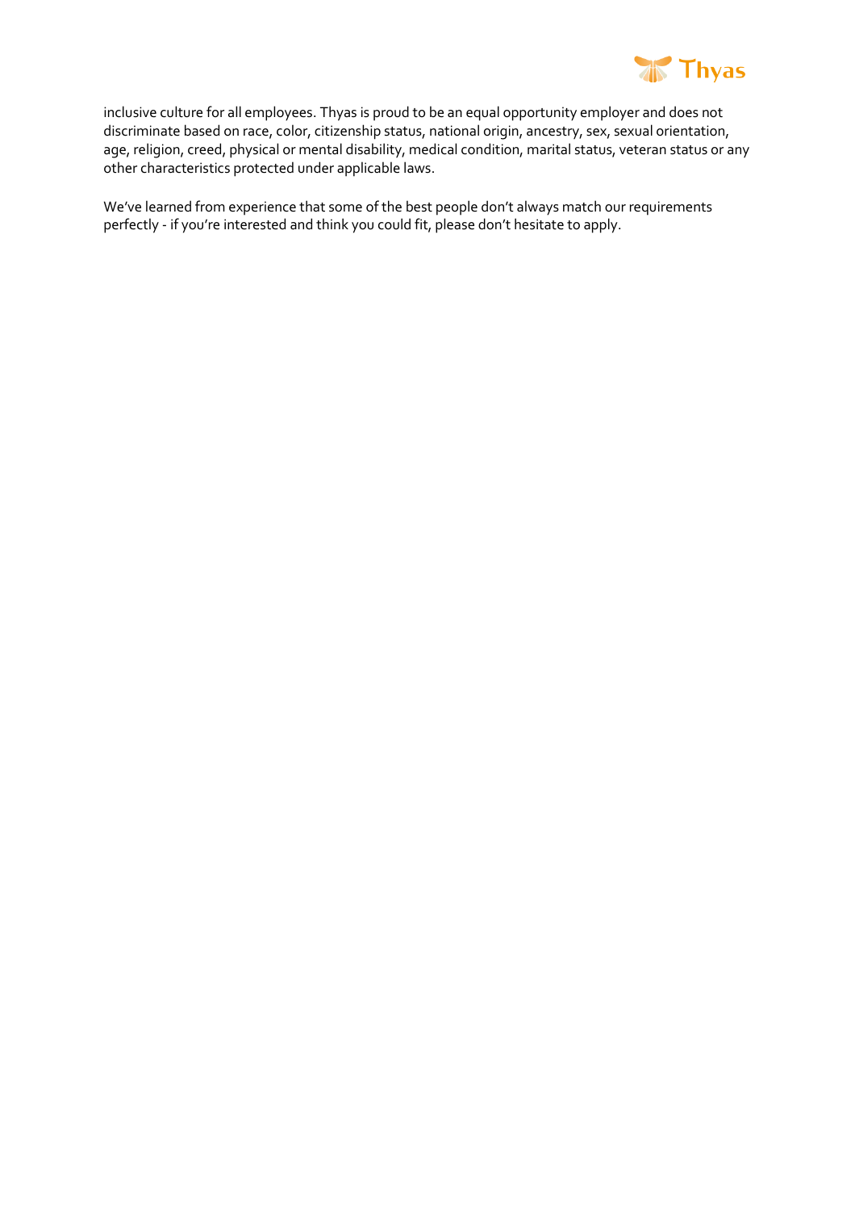inclusive culture for all employees. Thyas is proud to be an equal opportunity employer and does not discriminate based on race, color, citizenship status, national origin, ancestry, sex, sexual orientation, age, religion, creed, physical or mental disability, medical condition, marital status, veteran status or any other characteristics protected under applicable laws.

We've learned from experience that some of the best people don't always match our requirements perfectly - if you're interested and think you could fit, please don't hesitate to apply.